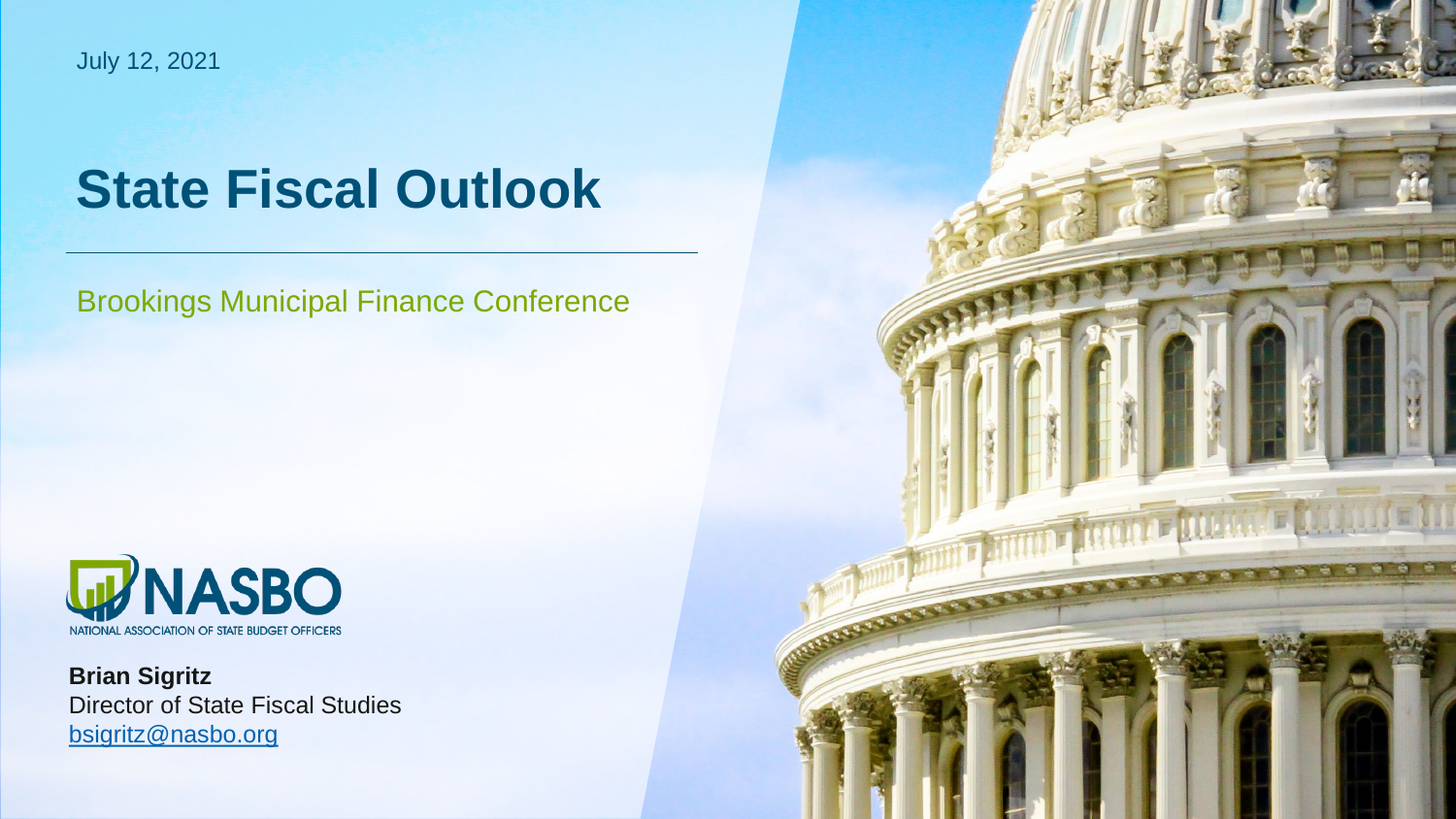July 12, 2021

# State Fiscal Outlook

Brookings Municipal Finance Conference

NASBO

NATIONAL ASSOCIATION OF STATE BUDGET OFFICERS

**Brian Sigritz**
Director of State Fiscal Studies
bsigritz@nasbo.org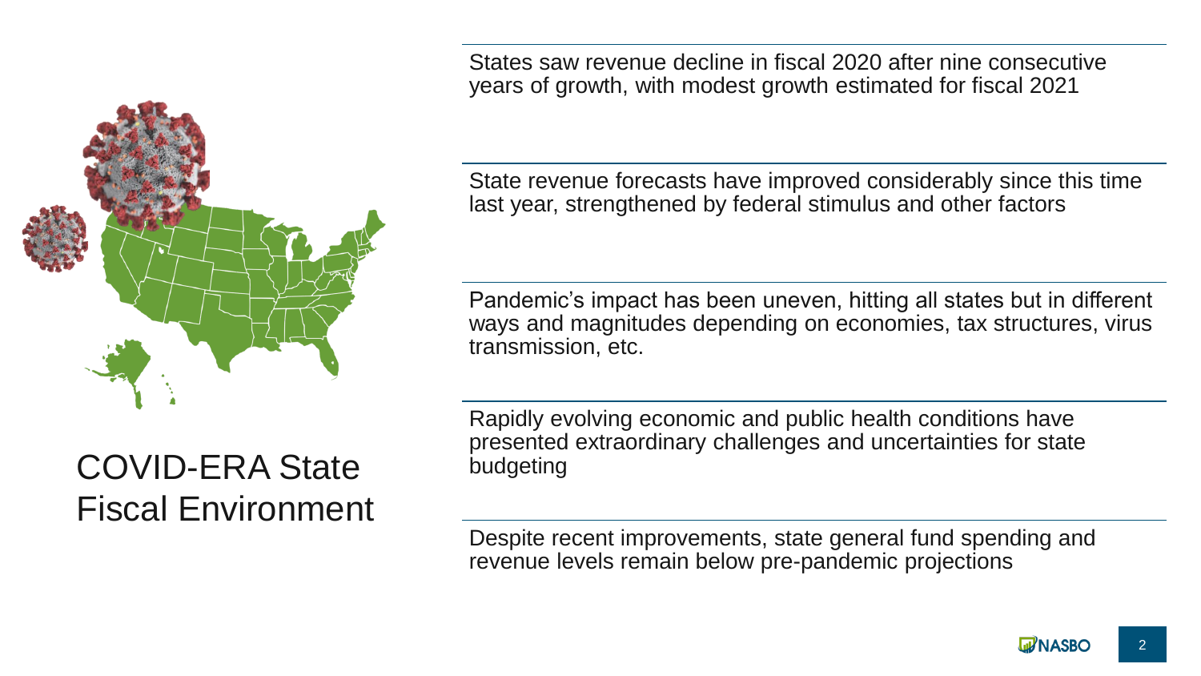# COVID-ERA State Fiscal Environment

States saw revenue decline in fiscal 2020 after nine consecutive years of growth, with modest growth estimated for fiscal 2021

State revenue forecasts have improved considerably since this time last year, strengthened by federal stimulus and other factors

Pandemic's impact has been uneven, hitting all states but in different ways and magnitudes depending on economies, tax structures, virus transmission, etc.

Rapidly evolving economic and public health conditions have presented extraordinary challenges and uncertainties for state budgeting

Despite recent improvements, state general fund spending and revenue levels remain below pre-pandemic projections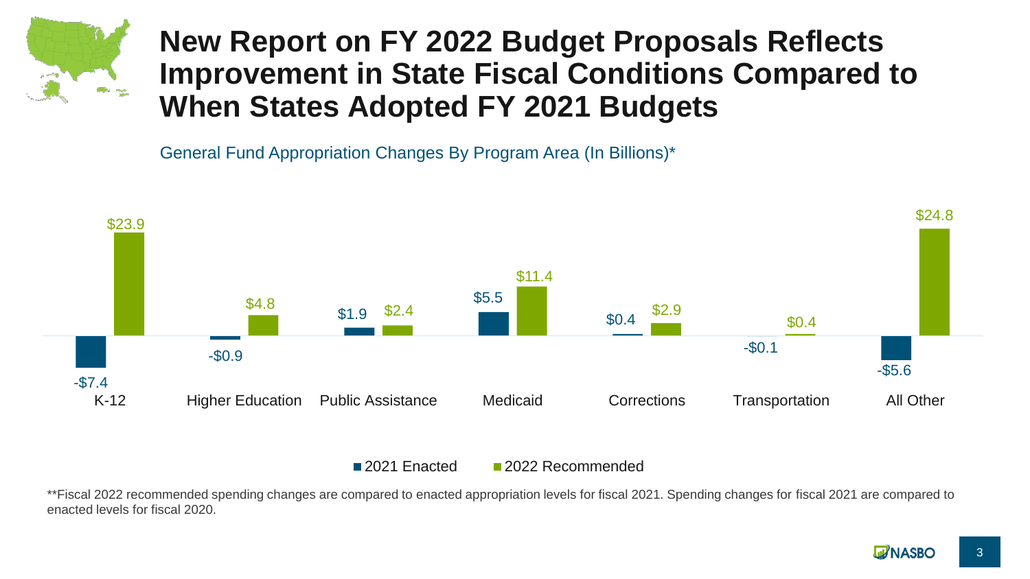# New Report on FY 2022 Budget Proposals Reflects Improvement in State Fiscal Conditions Compared to When States Adopted FY 2021 Budgets

General Fund Appropriation Changes By Program Area (In Billions)*

| Program Area | 2021 Enacted | 2022 Recommended |
| --- | --- | --- |
| K-12 | -$7.4 | $23.9 |
| Higher Education | -$0.9 | $4.8 |
| Public Assistance | $1.9 | $2.4 |
| Medicaid | $5.5 | $11.4 |
| Corrections | $0.4 | $2.9 |
| Transportation | -$0.1 | $0.4 |
| All Other | -$5.6 | $24.8 |

**Fiscal 2022 recommended spending changes are compared to enacted appropriation levels for fiscal 2021. Spending changes for fiscal 2021 are compared to enacted levels for fiscal 2020.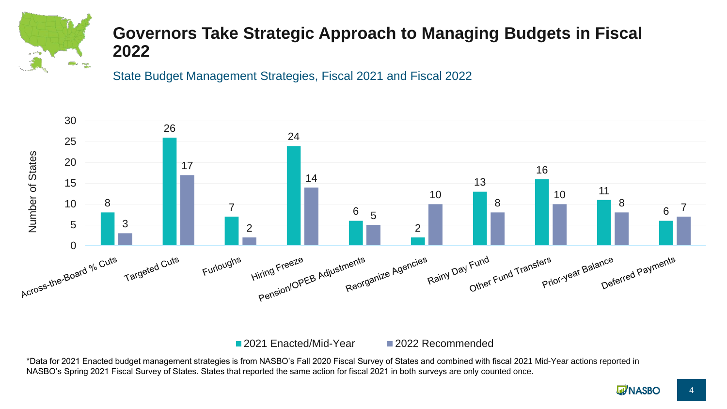# Governors Take Strategic Approach to Managing Budgets in Fiscal 2022

State Budget Management Strategies, Fiscal 2021 and Fiscal 2022

| Strategy | 2021 Enacted/Mid-Year | 2022 Recommended |
|---|---|---|
| Across-the-Board % Cuts | 8 | 3 |
| Targeted Cuts | 26 | 17 |
| Furloughs | 7 | 2 |
| Hiring Freeze | 24 | 14 |
| Pension/OPEB Adjustments | 6 | 5 |
| Reorganize Agencies | 2 | 10 |
| Rainy Day Fund | 13 | 8 |
| Other Fund Transfers | 16 | 10 |
| Prior-year Balance | 11 | 8 |
| Deferred Payments | 6 | 7 |

*Data for 2021 Enacted budget management strategies is from NASBO's Fall 2020 Fiscal Survey of States and combined with fiscal 2021 Mid-Year actions reported in NASBO's Spring 2021 Fiscal Survey of States. States that reported the same action for fiscal 2021 in both surveys are only counted once.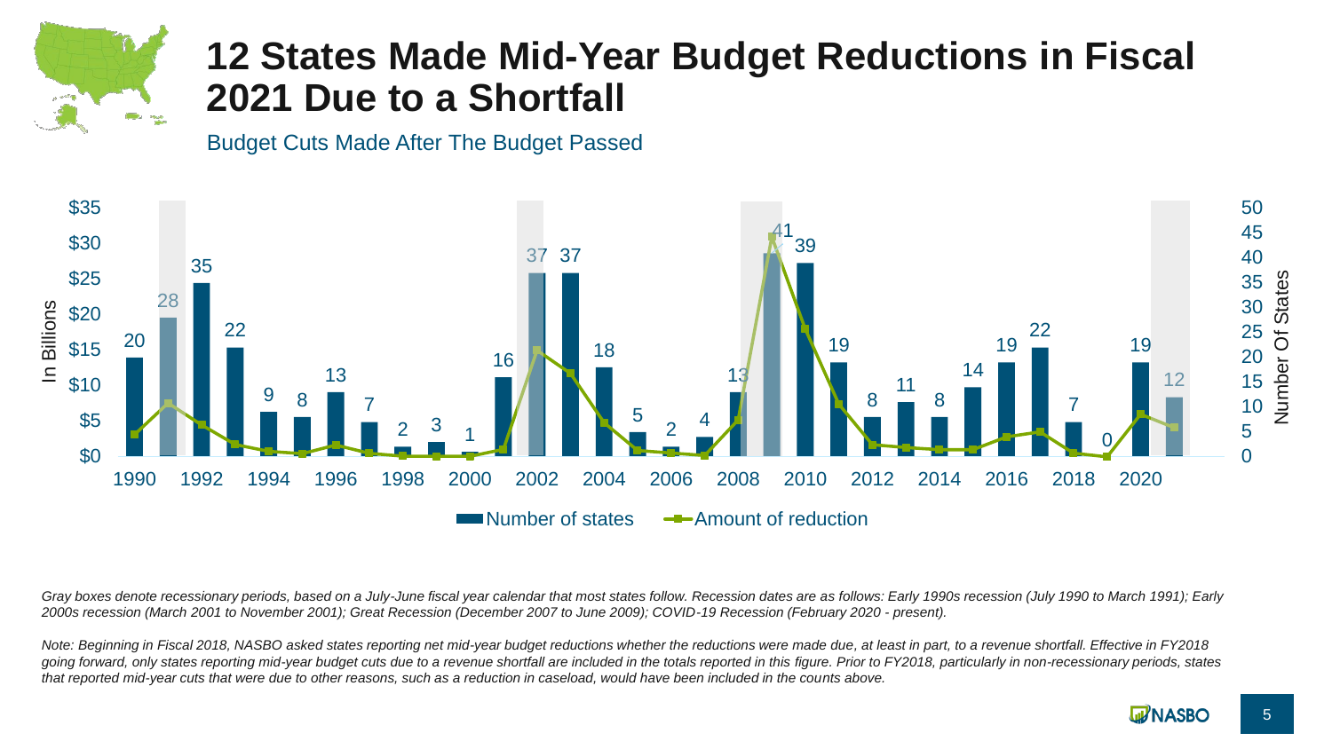# 12 States Made Mid-Year Budget Reductions in Fiscal 2021 Due to a Shortfall

Budget Cuts Made After The Budget Passed

| Year | Number of states |
|---|---|
| 1990 | 20 |
| 1991 | 28 |
| 1992 | 35 |
| 1993 | 22 |
| 1994 | 9 |
| 1995 | 8 |
| 1996 | 13 |
| 1997 | 7 |
| 1998 | 2 |
| 1999 | 3 |
| 2000 | 1 |
| 2001 | 16 |
| 2002 | 37 |
| 2003 | 37 |
| 2004 | 18 |
| 2005 | 5 |
| 2006 | 2 |
| 2007 | 4 |
| 2008 | 13 |
| 2009 | 41 |
| 2010 | 39 |
| 2011 | 19 |
| 2012 | 8 |
| 2013 | 11 |
| 2014 | 8 |
| 2015 | 14 |
| 2016 | 19 |
| 2017 | 22 |
| 2018 | 7 |
| 2019 | 0 |
| 2020 | 19 |
| 2021 | 12 |

*Gray boxes denote recessionary periods, based on a July-June fiscal year calendar that most states follow. Recession dates are as follows: Early 1990s recession (July 1990 to March 1991); Early 2000s recession (March 2001 to November 2001); Great Recession (December 2007 to June 2009); COVID-19 Recession (February 2020 - present).*

*Note: Beginning in Fiscal 2018, NASBO asked states reporting net mid-year budget reductions whether the reductions were made due, at least in part, to a revenue shortfall. Effective in FY2018 going forward, only states reporting mid-year budget cuts due to a revenue shortfall are included in the totals reported in this figure. Prior to FY2018, particularly in non-recessionary periods, states that reported mid-year cuts that were due to other reasons, such as a reduction in caseload, would have been included in the counts above.*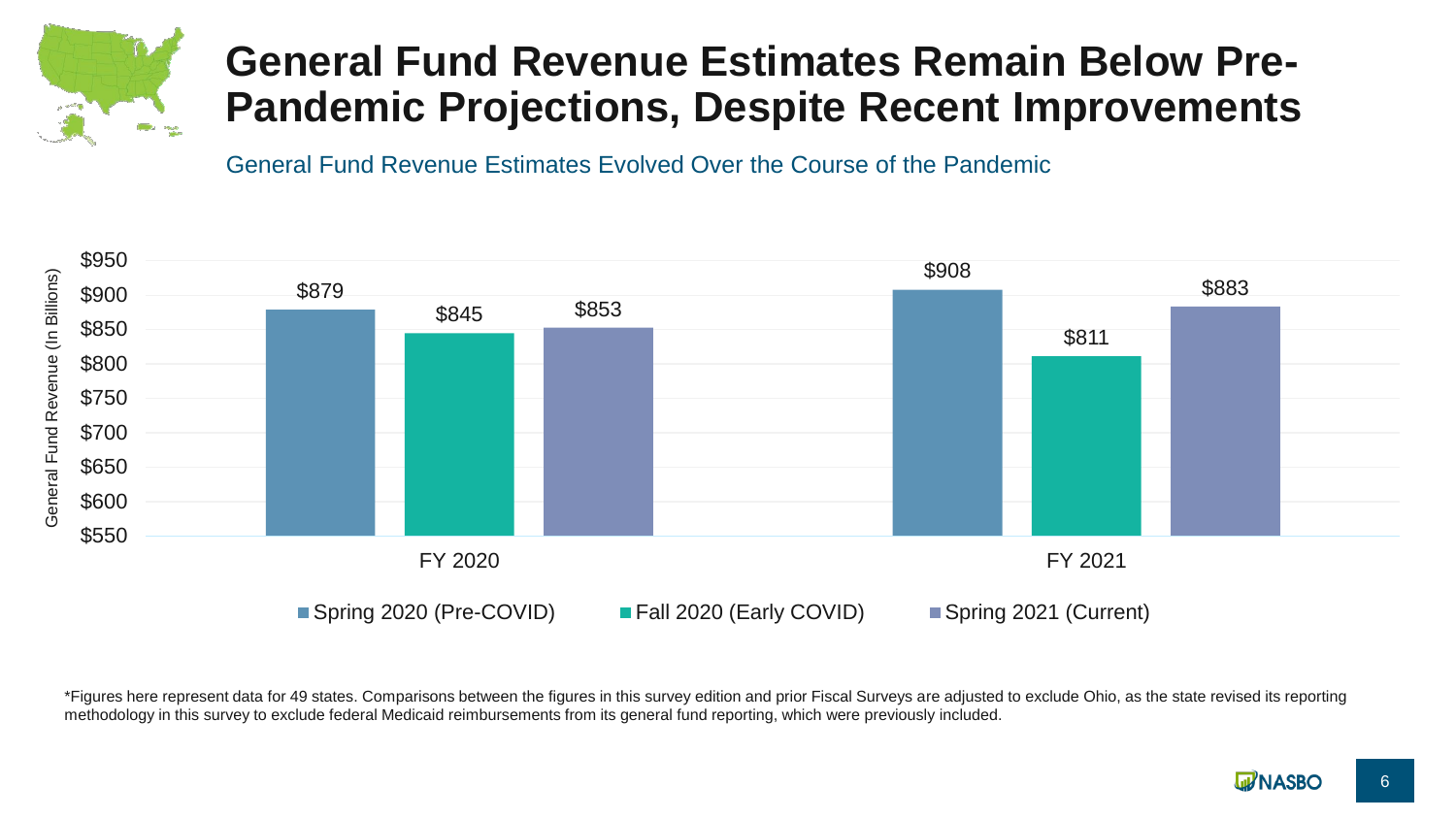# General Fund Revenue Estimates Remain Below Pre-Pandemic Projections, Despite Recent Improvements

General Fund Revenue Estimates Evolved Over the Course of the Pandemic

| General Fund Revenue (In Billions) | Spring 2020 (Pre-COVID) | Fall 2020 (Early COVID) | Spring 2021 (Current) |
| --- | --- | --- | --- |
| FY 2020 | $879 | $845 | $853 |
| FY 2021 | $908 | $811 | $883 |

*Figures here represent data for 49 states. Comparisons between the figures in this survey edition and prior Fiscal Surveys are adjusted to exclude Ohio, as the state revised its reporting methodology in this survey to exclude federal Medicaid reimbursements from its general fund reporting, which were previously included.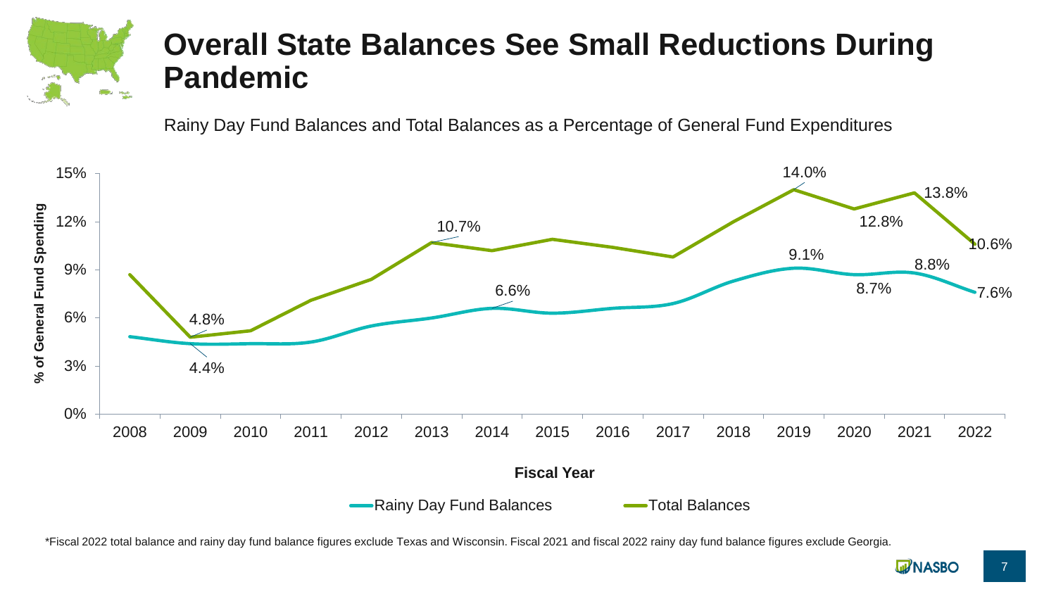# Overall State Balances See Small Reductions During Pandemic

Rainy Day Fund Balances and Total Balances as a Percentage of General Fund Expenditures

| Fiscal Year | Rainy Day Fund Balances | Total Balances |
|---|---|---|
| 2009 | 4.4% | 4.8% |
| 2013 | | 10.7% |
| 2014 | 6.6% | |
| 2019 | 9.1% | 14.0% |
| 2020 | 8.7% | 12.8% |
| 2021 | 8.8% | 13.8% |
| 2022 | 7.6% | 10.6% |

*Fiscal 2022 total balance and rainy day fund balance figures exclude Texas and Wisconsin. Fiscal 2021 and fiscal 2022 rainy day fund balance figures exclude Georgia.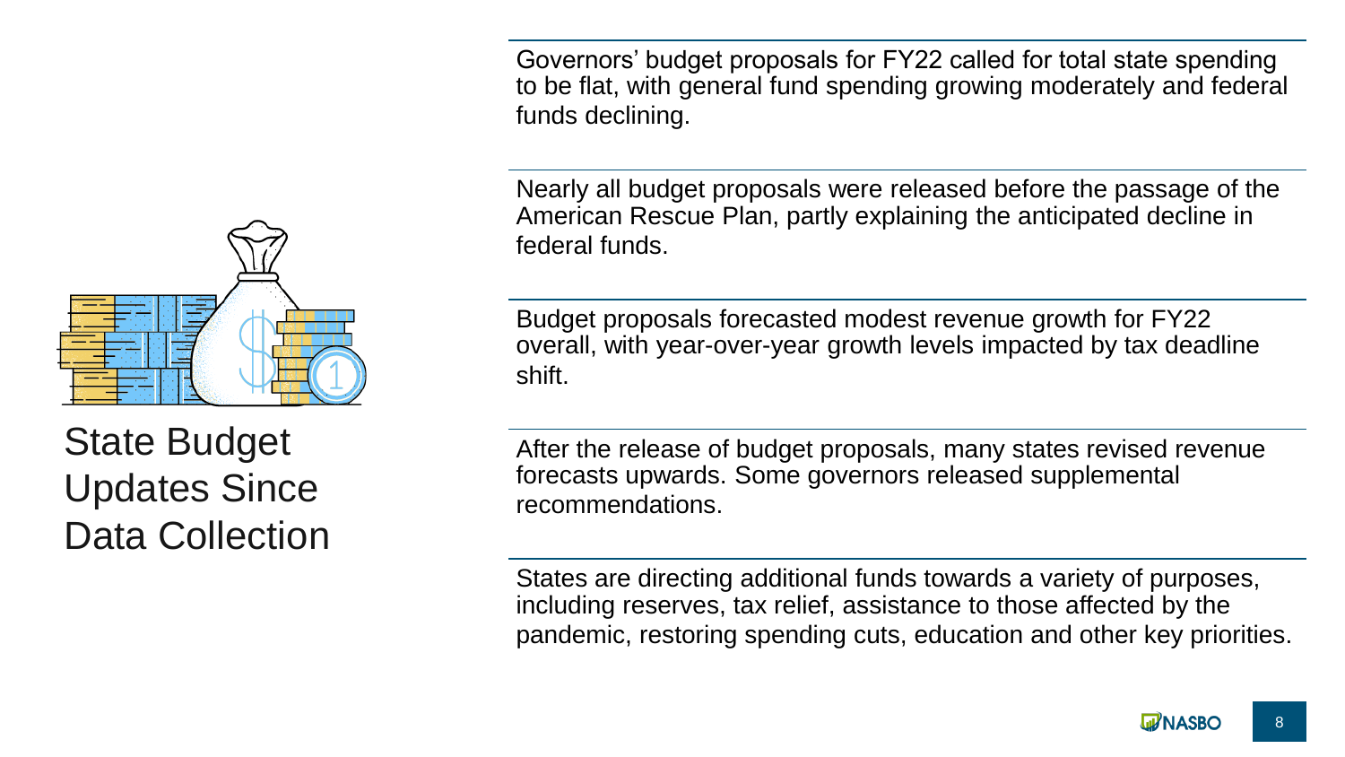# State Budget Updates Since Data Collection

Governors' budget proposals for FY22 called for total state spending to be flat, with general fund spending growing moderately and federal funds declining.

Nearly all budget proposals were released before the passage of the American Rescue Plan, partly explaining the anticipated decline in federal funds.

Budget proposals forecasted modest revenue growth for FY22 overall, with year-over-year growth levels impacted by tax deadline shift.

After the release of budget proposals, many states revised revenue forecasts upwards. Some governors released supplemental recommendations.

States are directing additional funds towards a variety of purposes, including reserves, tax relief, assistance to those affected by the pandemic, restoring spending cuts, education and other key priorities.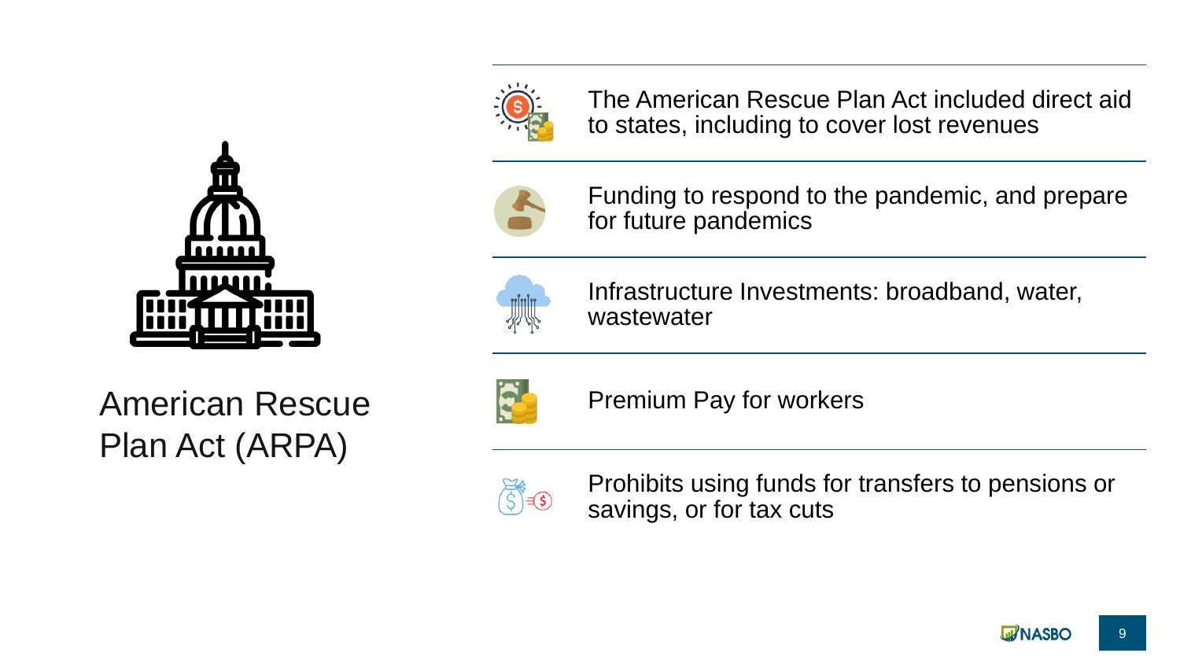# American Rescue Plan Act (ARPA)

- The American Rescue Plan Act included direct aid to states, including to cover lost revenues
- Funding to respond to the pandemic, and prepare for future pandemics
- Infrastructure Investments: broadband, water, wastewater
- Premium Pay for workers
- Prohibits using funds for transfers to pensions or savings, or for tax cuts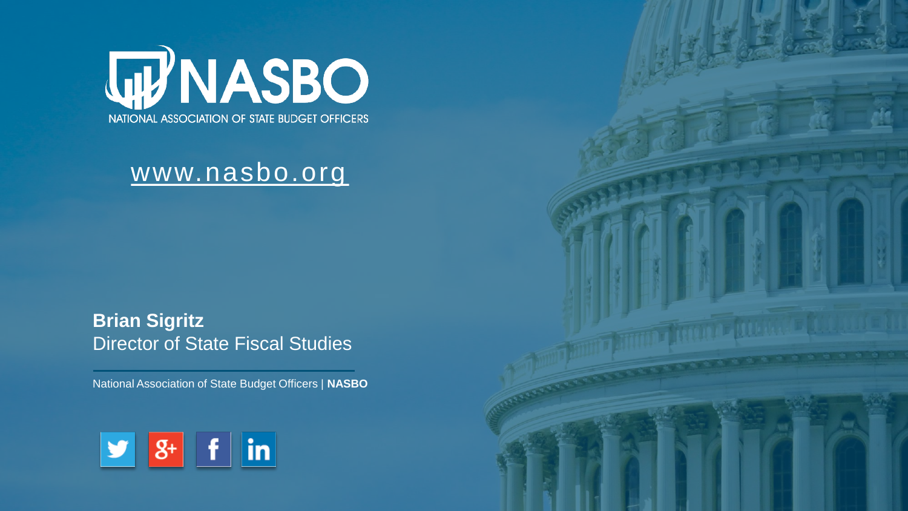NASBO

NATIONAL ASSOCIATION OF STATE BUDGET OFFICERS

www.nasbo.org

**Brian Sigritz**
Director of State Fiscal Studies

National Association of State Budget Officers | **NASBO**